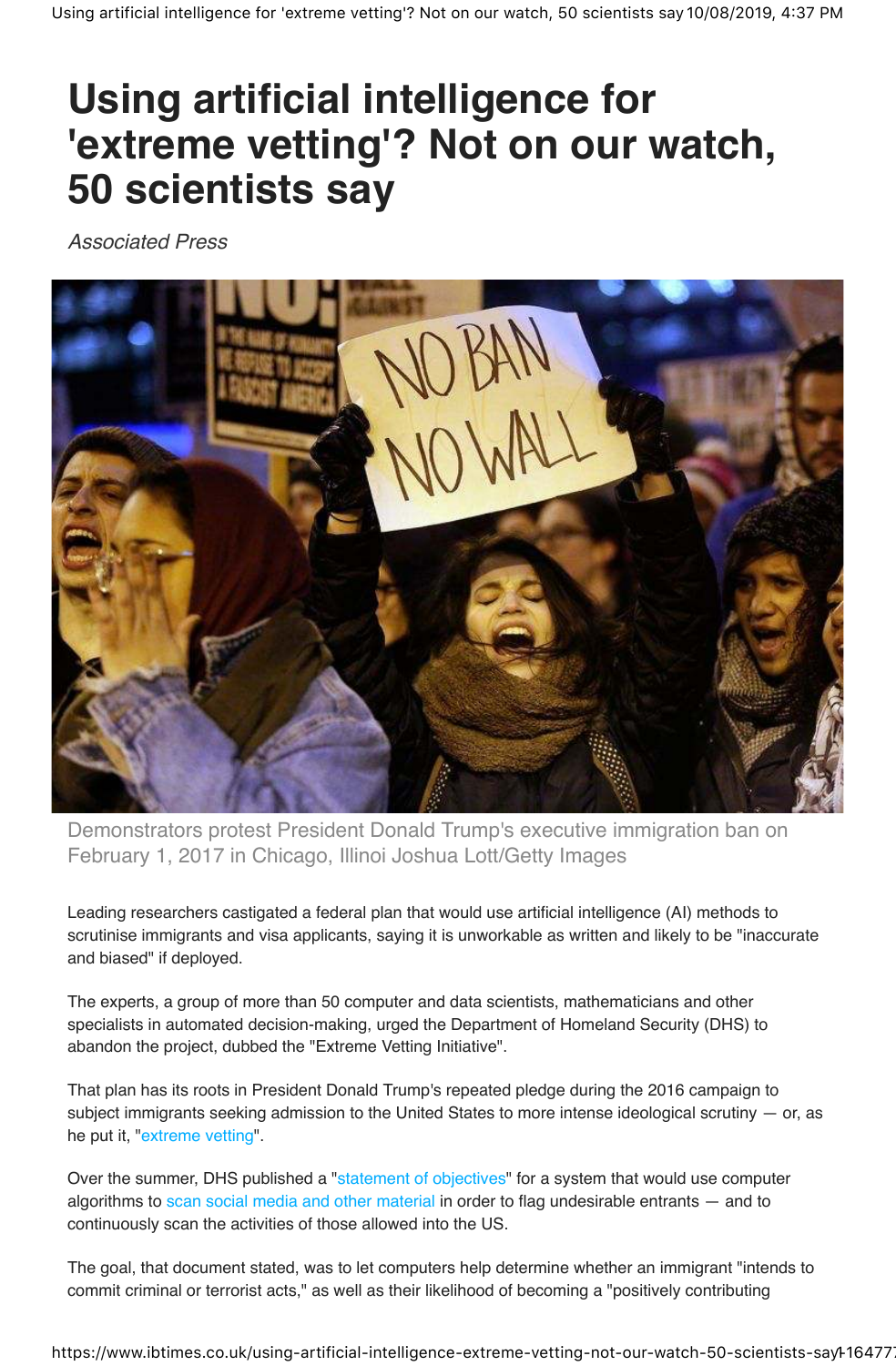# Using artificial intelligence for 'extreme vetting'? Not on our watch, 50 scientists say

*Associated Press*

Demonstrators protest President Donald Trump's executive immigration ban on February 1, 2017 in Chicago, Illinoi Joshua Lott/Getty Images

Leading researchers castigated a federal plan that would use artificial intelligence (AI) methods to scrutinise immigrants and visa applicants, saying it is unworkable as written and likely to be "inaccurate and biased" if deployed.

The experts, a group of more than 50 computer and data scientists, mathematicians and other specialists in automated decision-making, urged the Department of Homeland Security (DHS) to abandon the project, dubbed the "Extreme Vetting Initiative".

That plan has its roots in President Donald Trump's repeated pledge during the 2016 campaign to subject immigrants seeking admission to the United States to more intense ideological scrutiny — or, as he put it, "extreme vetting".

Over the summer, DHS published a "statement of objectives" for a system that would use computer algorithms to scan social media and other material in order to flag undesirable entrants — and to continuously scan the activities of those allowed into the US.

The goal, that document stated, was to let computers help determine whether an immigrant "intends to commit criminal or terrorist acts," as well as their likelihood of becoming a "positively contributing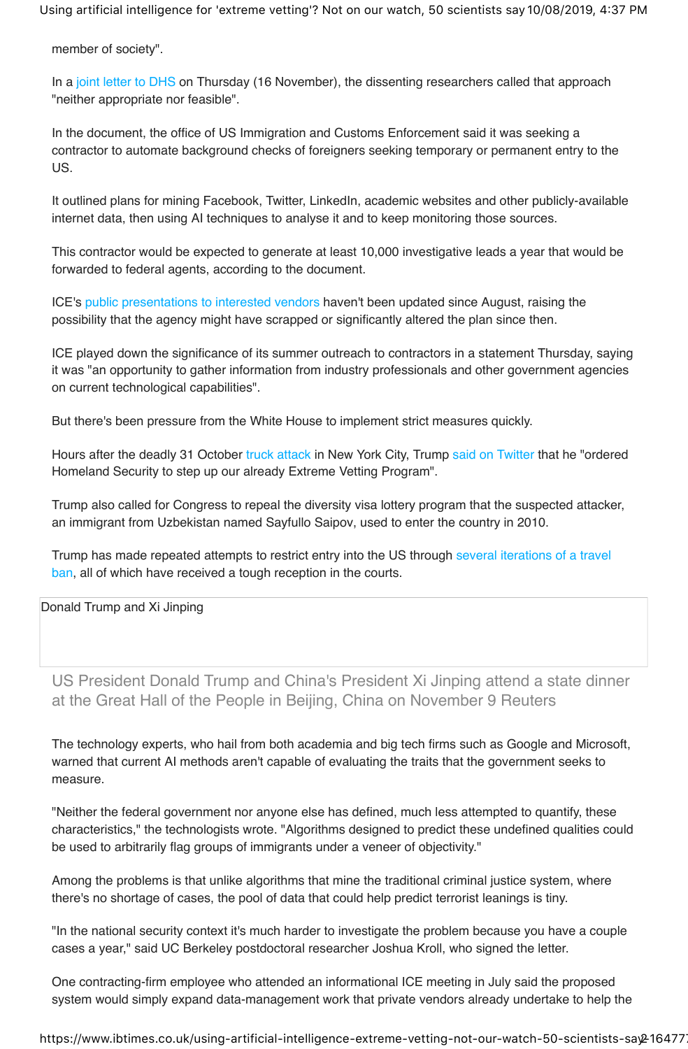member of society".

In a joint letter to DHS on Thursday (16 November), the dissenting researchers called that approach "neither appropriate nor feasible".

In the document, the office of US Immigration and Customs Enforcement said it was seeking a contractor to automate background checks of foreigners seeking temporary or permanent entry to the US.

It outlined plans for mining Facebook, Twitter, LinkedIn, academic websites and other publicly-available internet data, then using AI techniques to analyse it and to keep monitoring those sources.

This contractor would be expected to generate at least 10,000 investigative leads a year that would be forwarded to federal agents, according to the document.

ICE's public presentations to interested vendors haven't been updated since August, raising the possibility that the agency might have scrapped or significantly altered the plan since then.

ICE played down the significance of its summer outreach to contractors in a statement Thursday, saying it was "an opportunity to gather information from industry professionals and other government agencies on current technological capabilities".

But there's been pressure from the White House to implement strict measures quickly.

Hours after the deadly 31 October truck attack in New York City, Trump said on Twitter that he "ordered Homeland Security to step up our already Extreme Vetting Program".

Trump also called for Congress to repeal the diversity visa lottery program that the suspected attacker, an immigrant from Uzbekistan named Sayfullo Saipov, used to enter the country in 2010.

Trump has made repeated attempts to restrict entry into the US through several iterations of a travel ban, all of which have received a tough reception in the courts.

Donald Trump and Xi Jinping

US President Donald Trump and China's President Xi Jinping attend a state dinner at the Great Hall of the People in Beijing, China on November 9 Reuters

The technology experts, who hail from both academia and big tech firms such as Google and Microsoft, warned that current AI methods aren't capable of evaluating the traits that the government seeks to measure.

"Neither the federal government nor anyone else has defined, much less attempted to quantify, these characteristics," the technologists wrote. "Algorithms designed to predict these undefined qualities could be used to arbitrarily flag groups of immigrants under a veneer of objectivity."

Among the problems is that unlike algorithms that mine the traditional criminal justice system, where there's no shortage of cases, the pool of data that could help predict terrorist leanings is tiny.

"In the national security context it's much harder to investigate the problem because you have a couple cases a year," said UC Berkeley postdoctoral researcher Joshua Kroll, who signed the letter.

One contracting-firm employee who attended an informational ICE meeting in July said the proposed system would simply expand data-management work that private vendors already undertake to help the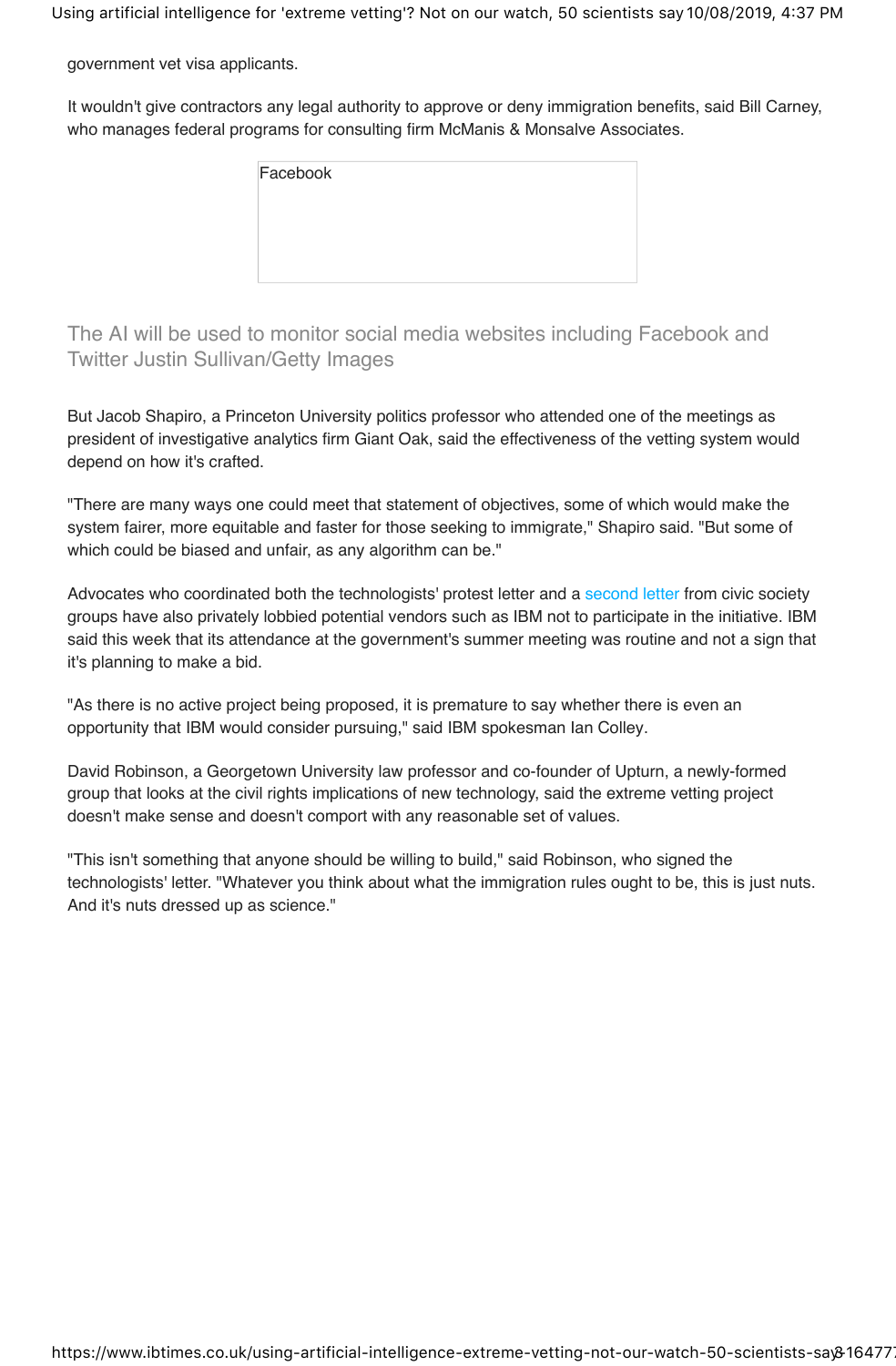government vet visa applicants.

It wouldn't give contractors any legal authority to approve or deny immigration benefits, said Bill Carney, who manages federal programs for consulting firm McManis & Monsalve Associates.

Facebook

The AI will be used to monitor social media websites including Facebook and Twitter Justin Sullivan/Getty Images

But Jacob Shapiro, a Princeton University politics professor who attended one of the meetings as president of investigative analytics firm Giant Oak, said the effectiveness of the vetting system would depend on how it's crafted.

"There are many ways one could meet that statement of objectives, some of which would make the system fairer, more equitable and faster for those seeking to immigrate," Shapiro said. "But some of which could be biased and unfair, as any algorithm can be."

Advocates who coordinated both the technologists' protest letter and a second letter from civic society groups have also privately lobbied potential vendors such as IBM not to participate in the initiative. IBM said this week that its attendance at the government's summer meeting was routine and not a sign that it's planning to make a bid.

"As there is no active project being proposed, it is premature to say whether there is even an opportunity that IBM would consider pursuing," said IBM spokesman Ian Colley.

David Robinson, a Georgetown University law professor and co-founder of Upturn, a newly-formed group that looks at the civil rights implications of new technology, said the extreme vetting project doesn't make sense and doesn't comport with any reasonable set of values.

"This isn't something that anyone should be willing to build," said Robinson, who signed the technologists' letter. "Whatever you think about what the immigration rules ought to be, this is just nuts. And it's nuts dressed up as science."